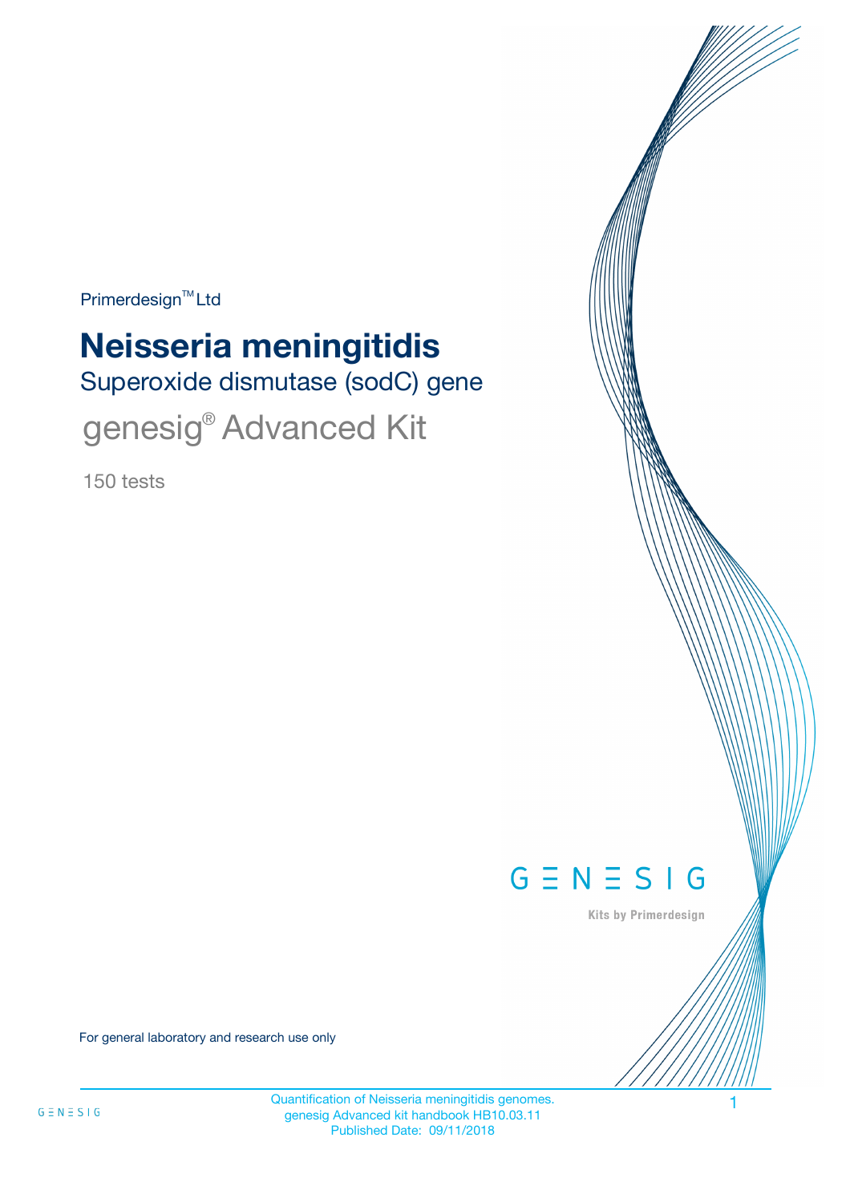Primerdesign™ Ltd

# Neisseria meningitidis

## Superoxide dismutase (sodC) gene

## genesig® Advanced Kit

150 tests

GENESIG

Kits by Primerdesign

For general laboratory and research use only

Quantification of Neisseria meningitidis genomes.
genesig Advanced kit handbook HB10.03.11
Published Date: 09/11/2018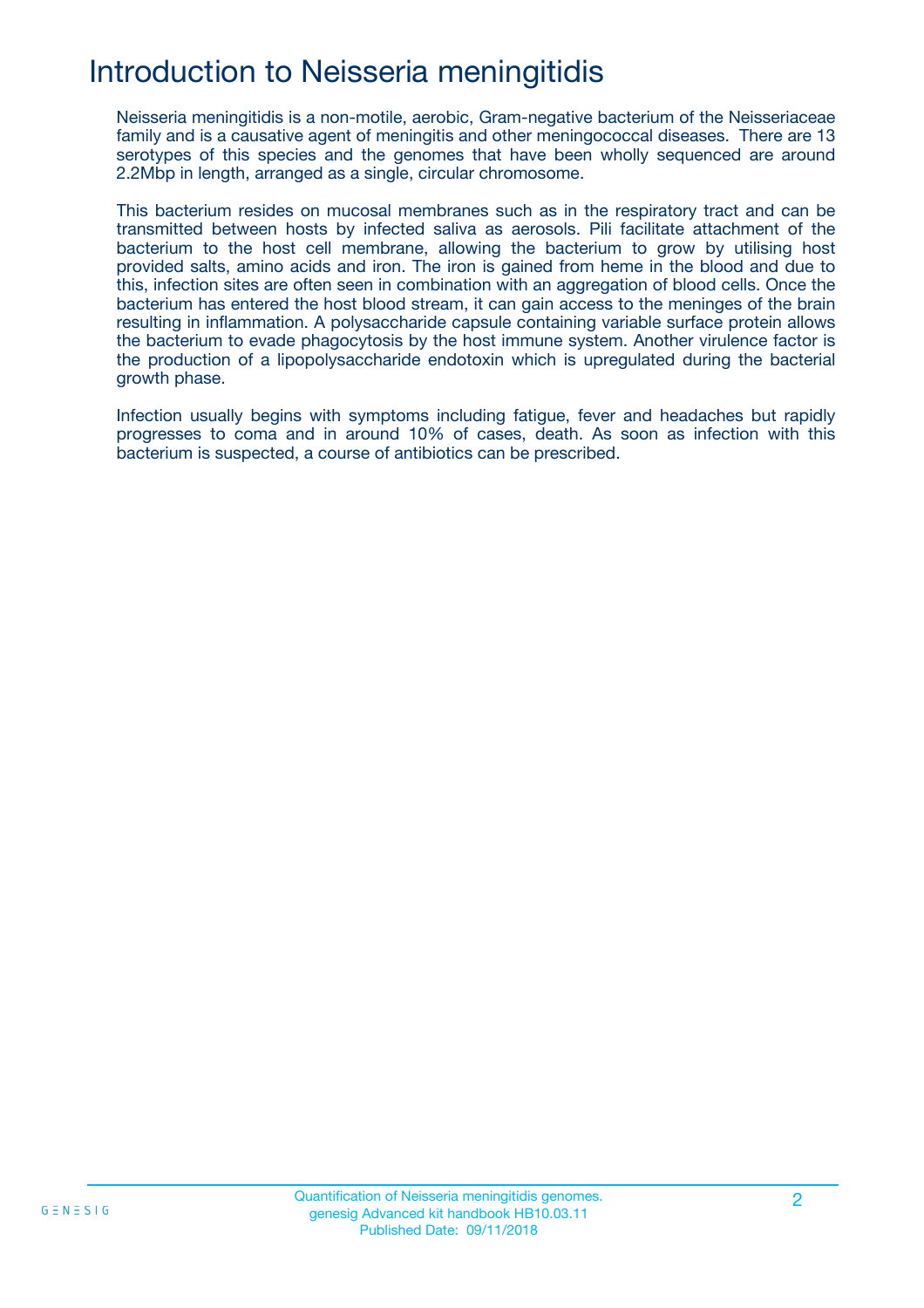# Introduction to Neisseria meningitidis

Neisseria meningitidis is a non-motile, aerobic, Gram-negative bacterium of the Neisseriaceae family and is a causative agent of meningitis and other meningococcal diseases. There are 13 serotypes of this species and the genomes that have been wholly sequenced are around 2.2Mbp in length, arranged as a single, circular chromosome.

This bacterium resides on mucosal membranes such as in the respiratory tract and can be transmitted between hosts by infected saliva as aerosols. Pili facilitate attachment of the bacterium to the host cell membrane, allowing the bacterium to grow by utilising host provided salts, amino acids and iron. The iron is gained from heme in the blood and due to this, infection sites are often seen in combination with an aggregation of blood cells. Once the bacterium has entered the host blood stream, it can gain access to the meninges of the brain resulting in inflammation. A polysaccharide capsule containing variable surface protein allows the bacterium to evade phagocytosis by the host immune system. Another virulence factor is the production of a lipopolysaccharide endotoxin which is upregulated during the bacterial growth phase.

Infection usually begins with symptoms including fatigue, fever and headaches but rapidly progresses to coma and in around 10% of cases, death. As soon as infection with this bacterium is suspected, a course of antibiotics can be prescribed.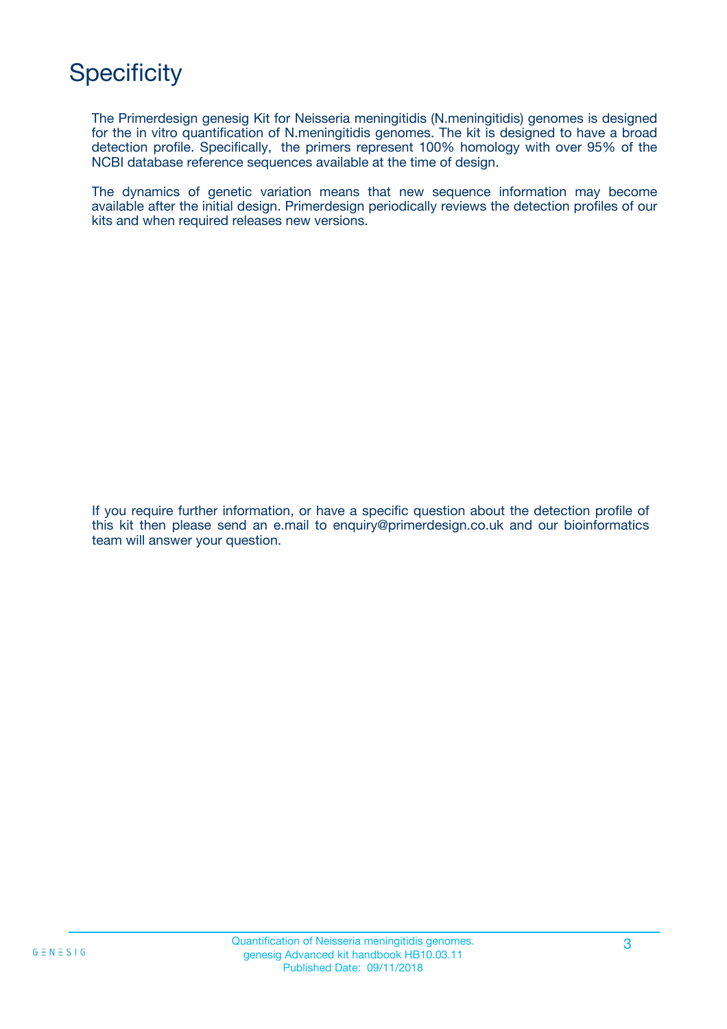# Specificity

The Primerdesign genesig Kit for Neisseria meningitidis (N.meningitidis) genomes is designed for the in vitro quantification of N.meningitidis genomes. The kit is designed to have a broad detection profile. Specifically, the primers represent 100% homology with over 95% of the NCBI database reference sequences available at the time of design.

The dynamics of genetic variation means that new sequence information may become available after the initial design. Primerdesign periodically reviews the detection profiles of our kits and when required releases new versions.

If you require further information, or have a specific question about the detection profile of this kit then please send an e.mail to enquiry@primerdesign.co.uk and our bioinformatics team will answer your question.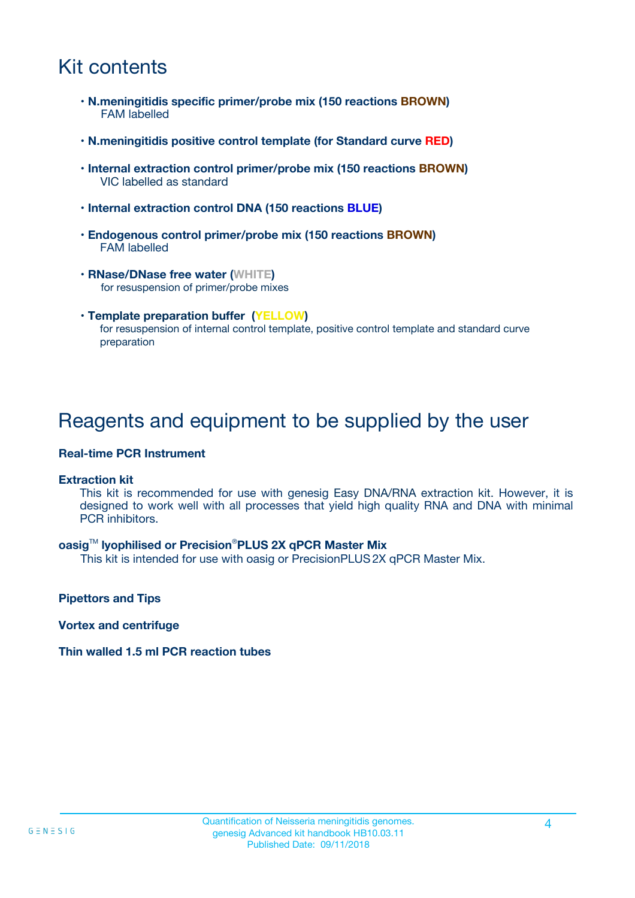# Kit contents

- **N.meningitidis specific primer/probe mix (150 reactions BROWN)**
  FAM labelled
- **N.meningitidis positive control template (for Standard curve RED)**
- **Internal extraction control primer/probe mix (150 reactions BROWN)**
  VIC labelled as standard
- **Internal extraction control DNA (150 reactions BLUE)**
- **Endogenous control primer/probe mix (150 reactions BROWN)**
  FAM labelled
- **RNase/DNase free water (WHITE)**
  for resuspension of primer/probe mixes
- **Template preparation buffer (YELLOW)**
  for resuspension of internal control template, positive control template and standard curve preparation

# Reagents and equipment to be supplied by the user

**Real-time PCR Instrument**

**Extraction kit**
This kit is recommended for use with genesig Easy DNA/RNA extraction kit. However, it is designed to work well with all processes that yield high quality RNA and DNA with minimal PCR inhibitors.

**oasig™ lyophilised or Precision®PLUS 2X qPCR Master Mix**
This kit is intended for use with oasig or PrecisionPLUS 2X qPCR Master Mix.

**Pipettors and Tips**

**Vortex and centrifuge**

**Thin walled 1.5 ml PCR reaction tubes**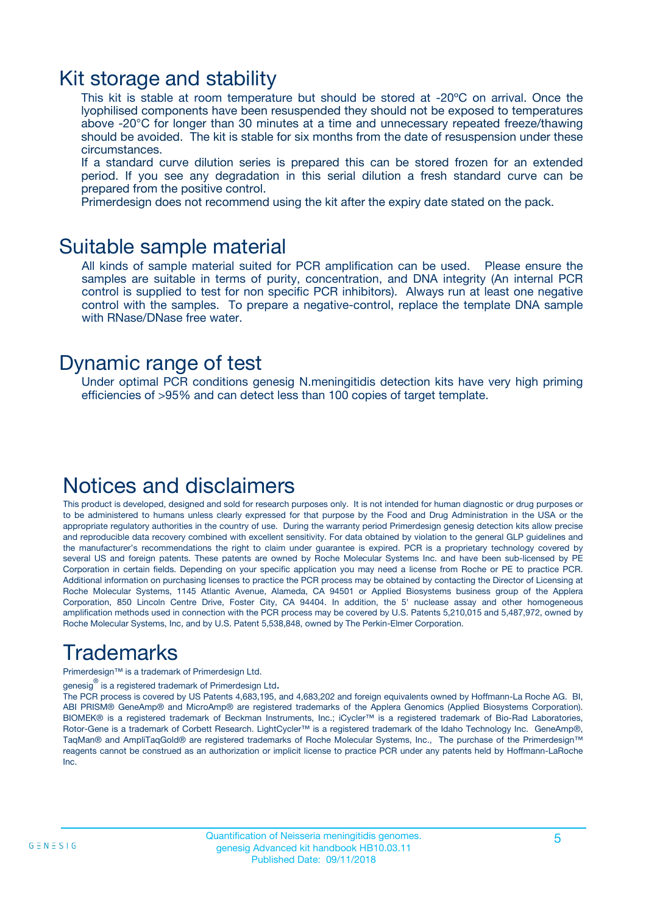## Kit storage and stability

This kit is stable at room temperature but should be stored at -20ºC on arrival. Once the lyophilised components have been resuspended they should not be exposed to temperatures above -20°C for longer than 30 minutes at a time and unnecessary repeated freeze/thawing should be avoided. The kit is stable for six months from the date of resuspension under these circumstances.

If a standard curve dilution series is prepared this can be stored frozen for an extended period. If you see any degradation in this serial dilution a fresh standard curve can be prepared from the positive control.

Primerdesign does not recommend using the kit after the expiry date stated on the pack.

## Suitable sample material

All kinds of sample material suited for PCR amplification can be used. Please ensure the samples are suitable in terms of purity, concentration, and DNA integrity (An internal PCR control is supplied to test for non specific PCR inhibitors). Always run at least one negative control with the samples. To prepare a negative-control, replace the template DNA sample with RNase/DNase free water.

## Dynamic range of test

Under optimal PCR conditions genesig N.meningitidis detection kits have very high priming efficiencies of >95% and can detect less than 100 copies of target template.

## Notices and disclaimers

This product is developed, designed and sold for research purposes only. It is not intended for human diagnostic or drug purposes or to be administered to humans unless clearly expressed for that purpose by the Food and Drug Administration in the USA or the appropriate regulatory authorities in the country of use. During the warranty period Primerdesign genesig detection kits allow precise and reproducible data recovery combined with excellent sensitivity. For data obtained by violation to the general GLP guidelines and the manufacturer's recommendations the right to claim under guarantee is expired. PCR is a proprietary technology covered by several US and foreign patents. These patents are owned by Roche Molecular Systems Inc. and have been sub-licensed by PE Corporation in certain fields. Depending on your specific application you may need a license from Roche or PE to practice PCR. Additional information on purchasing licenses to practice the PCR process may be obtained by contacting the Director of Licensing at Roche Molecular Systems, 1145 Atlantic Avenue, Alameda, CA 94501 or Applied Biosystems business group of the Applera Corporation, 850 Lincoln Centre Drive, Foster City, CA 94404. In addition, the 5' nuclease assay and other homogeneous amplification methods used in connection with the PCR process may be covered by U.S. Patents 5,210,015 and 5,487,972, owned by Roche Molecular Systems, Inc, and by U.S. Patent 5,538,848, owned by The Perkin-Elmer Corporation.

## Trademarks

Primerdesign™ is a trademark of Primerdesign Ltd.

genesig® is a registered trademark of Primerdesign Ltd.

The PCR process is covered by US Patents 4,683,195, and 4,683,202 and foreign equivalents owned by Hoffmann-La Roche AG. BI, ABI PRISM® GeneAmp® and MicroAmp® are registered trademarks of the Applera Genomics (Applied Biosystems Corporation). BIOMEK® is a registered trademark of Beckman Instruments, Inc.; iCycler™ is a registered trademark of Bio-Rad Laboratories, Rotor-Gene is a trademark of Corbett Research. LightCycler™ is a registered trademark of the Idaho Technology Inc. GeneAmp®, TaqMan® and AmpliTaqGold® are registered trademarks of Roche Molecular Systems, Inc., The purchase of the Primerdesign™ reagents cannot be construed as an authorization or implicit license to practice PCR under any patents held by Hoffmann-LaRoche Inc.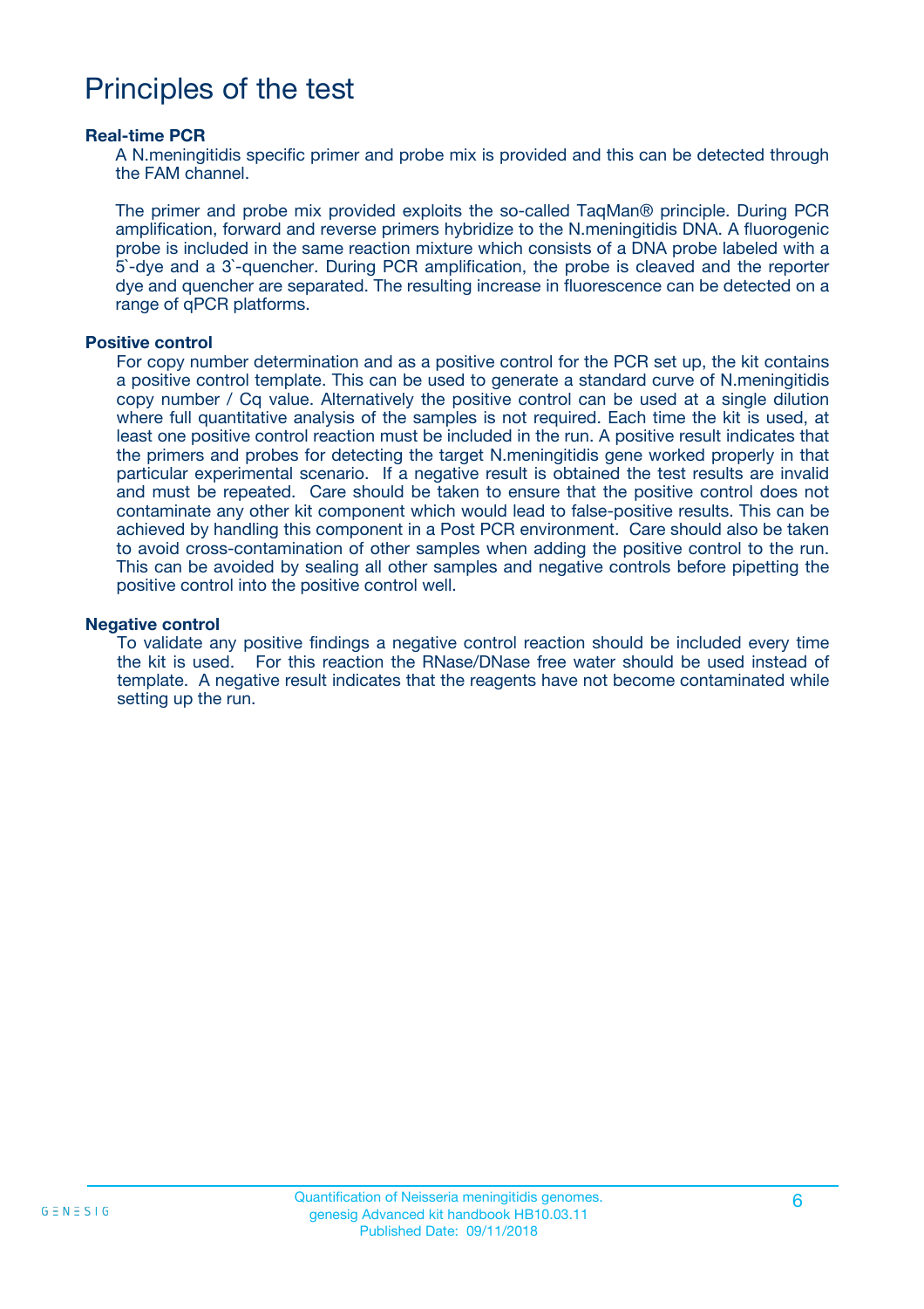# Principles of the test

### Real-time PCR

A N.meningitidis specific primer and probe mix is provided and this can be detected through the FAM channel.

The primer and probe mix provided exploits the so-called TaqMan® principle. During PCR amplification, forward and reverse primers hybridize to the N.meningitidis DNA. A fluorogenic probe is included in the same reaction mixture which consists of a DNA probe labeled with a 5`-dye and a 3`-quencher. During PCR amplification, the probe is cleaved and the reporter dye and quencher are separated. The resulting increase in fluorescence can be detected on a range of qPCR platforms.

### Positive control

For copy number determination and as a positive control for the PCR set up, the kit contains a positive control template. This can be used to generate a standard curve of N.meningitidis copy number / Cq value. Alternatively the positive control can be used at a single dilution where full quantitative analysis of the samples is not required. Each time the kit is used, at least one positive control reaction must be included in the run. A positive result indicates that the primers and probes for detecting the target N.meningitidis gene worked properly in that particular experimental scenario. If a negative result is obtained the test results are invalid and must be repeated. Care should be taken to ensure that the positive control does not contaminate any other kit component which would lead to false-positive results. This can be achieved by handling this component in a Post PCR environment. Care should also be taken to avoid cross-contamination of other samples when adding the positive control to the run. This can be avoided by sealing all other samples and negative controls before pipetting the positive control into the positive control well.

### Negative control

To validate any positive findings a negative control reaction should be included every time the kit is used. For this reaction the RNase/DNase free water should be used instead of template. A negative result indicates that the reagents have not become contaminated while setting up the run.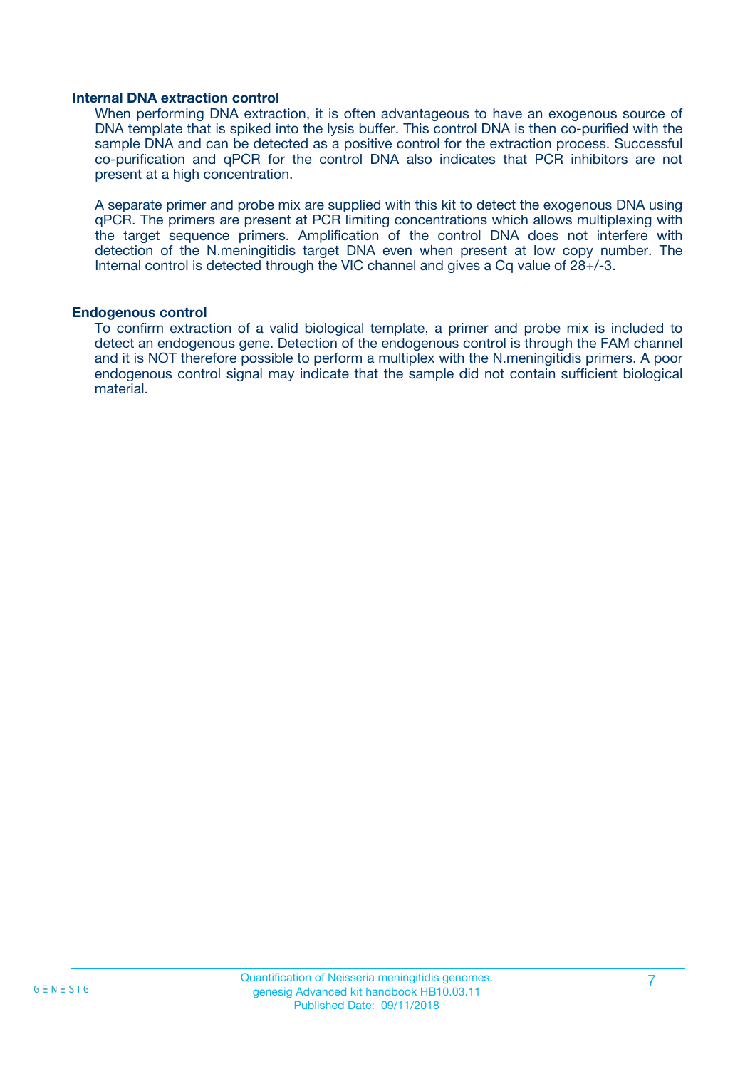### Internal DNA extraction control

When performing DNA extraction, it is often advantageous to have an exogenous source of DNA template that is spiked into the lysis buffer. This control DNA is then co-purified with the sample DNA and can be detected as a positive control for the extraction process. Successful co-purification and qPCR for the control DNA also indicates that PCR inhibitors are not present at a high concentration.

A separate primer and probe mix are supplied with this kit to detect the exogenous DNA using qPCR. The primers are present at PCR limiting concentrations which allows multiplexing with the target sequence primers. Amplification of the control DNA does not interfere with detection of the N.meningitidis target DNA even when present at low copy number. The Internal control is detected through the VIC channel and gives a Cq value of 28+/-3.

### Endogenous control

To confirm extraction of a valid biological template, a primer and probe mix is included to detect an endogenous gene. Detection of the endogenous control is through the FAM channel and it is NOT therefore possible to perform a multiplex with the N.meningitidis primers. A poor endogenous control signal may indicate that the sample did not contain sufficient biological material.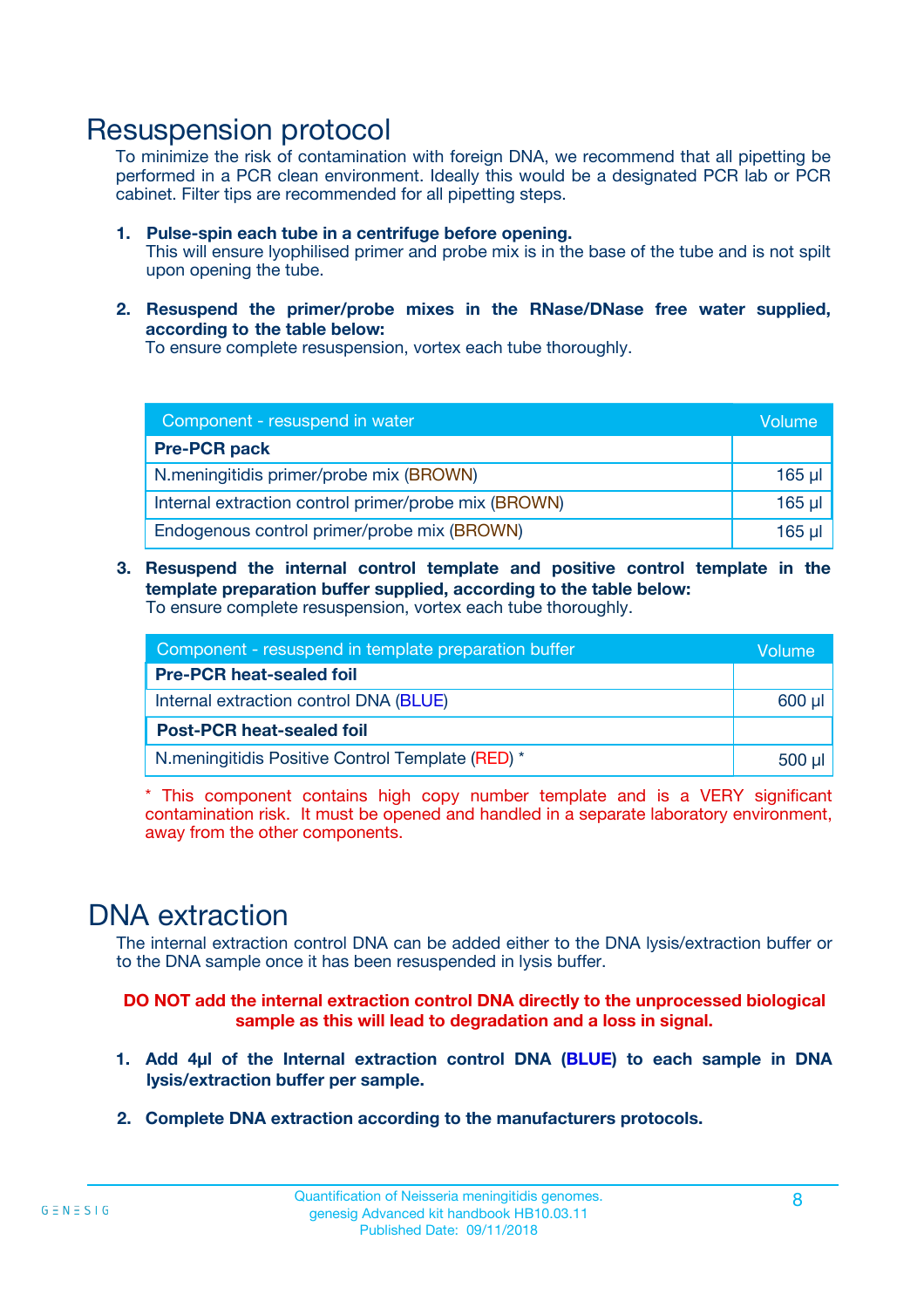# Resuspension protocol

To minimize the risk of contamination with foreign DNA, we recommend that all pipetting be performed in a PCR clean environment. Ideally this would be a designated PCR lab or PCR cabinet. Filter tips are recommended for all pipetting steps.

1. **Pulse-spin each tube in a centrifuge before opening.**
   This will ensure lyophilised primer and probe mix is in the base of the tube and is not spilt upon opening the tube.

2. **Resuspend the primer/probe mixes in the RNase/DNase free water supplied, according to the table below:**
   To ensure complete resuspension, vortex each tube thoroughly.

| Component - resuspend in water | Volume |
|---|---|
| **Pre-PCR pack** | |
| N.meningitidis primer/probe mix (BROWN) | 165 µl |
| Internal extraction control primer/probe mix (BROWN) | 165 µl |
| Endogenous control primer/probe mix (BROWN) | 165 µl |

3. **Resuspend the internal control template and positive control template in the template preparation buffer supplied, according to the table below:**
   To ensure complete resuspension, vortex each tube thoroughly.

| Component - resuspend in template preparation buffer | Volume |
|---|---|
| **Pre-PCR heat-sealed foil** | |
| Internal extraction control DNA (BLUE) | 600 µl |
| **Post-PCR heat-sealed foil** | |
| N.meningitidis Positive Control Template (RED) * | 500 µl |

\* This component contains high copy number template and is a VERY significant contamination risk. It must be opened and handled in a separate laboratory environment, away from the other components.

# DNA extraction

The internal extraction control DNA can be added either to the DNA lysis/extraction buffer or to the DNA sample once it has been resuspended in lysis buffer.

**DO NOT add the internal extraction control DNA directly to the unprocessed biological sample as this will lead to degradation and a loss in signal.**

1. **Add 4µl of the Internal extraction control DNA (BLUE) to each sample in DNA lysis/extraction buffer per sample.**

2. **Complete DNA extraction according to the manufacturers protocols.**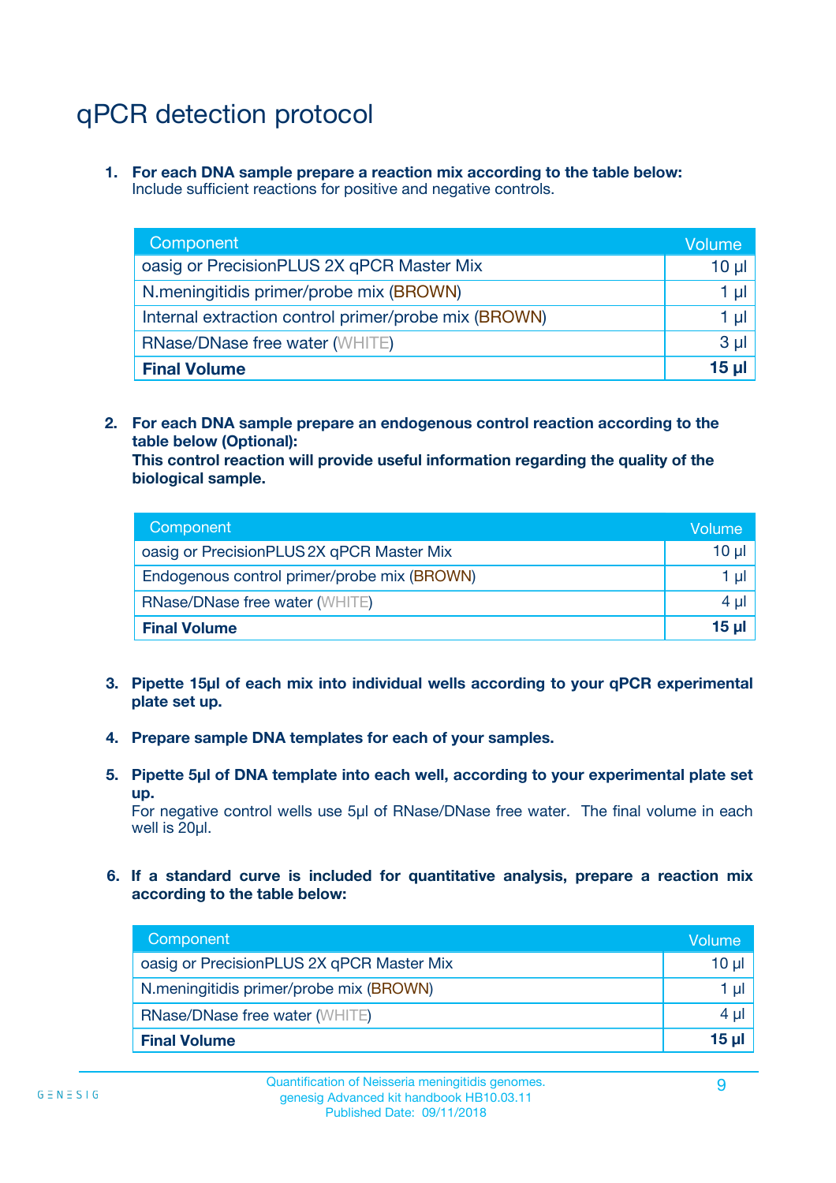# qPCR detection protocol

1. **For each DNA sample prepare a reaction mix according to the table below:**
   Include sufficient reactions for positive and negative controls.

| Component | Volume |
|---|---|
| oasig or PrecisionPLUS 2X qPCR Master Mix | 10 µl |
| N.meningitidis primer/probe mix (BROWN) | 1 µl |
| Internal extraction control primer/probe mix (BROWN) | 1 µl |
| RNase/DNase free water (WHITE) | 3 µl |
| **Final Volume** | **15 µl** |

2. **For each DNA sample prepare an endogenous control reaction according to the table below (Optional):**
   **This control reaction will provide useful information regarding the quality of the biological sample.**

| Component | Volume |
|---|---|
| oasig or PrecisionPLUS 2X qPCR Master Mix | 10 µl |
| Endogenous control primer/probe mix (BROWN) | 1 µl |
| RNase/DNase free water (WHITE) | 4 µl |
| **Final Volume** | **15 µl** |

3. **Pipette 15µl of each mix into individual wells according to your qPCR experimental plate set up.**

4. **Prepare sample DNA templates for each of your samples.**

5. **Pipette 5µl of DNA template into each well, according to your experimental plate set up.**
   For negative control wells use 5µl of RNase/DNase free water. The final volume in each well is 20µl.

6. **If a standard curve is included for quantitative analysis, prepare a reaction mix according to the table below:**

| Component | Volume |
|---|---|
| oasig or PrecisionPLUS 2X qPCR Master Mix | 10 µl |
| N.meningitidis primer/probe mix (BROWN) | 1 µl |
| RNase/DNase free water (WHITE) | 4 µl |
| **Final Volume** | **15 µl** |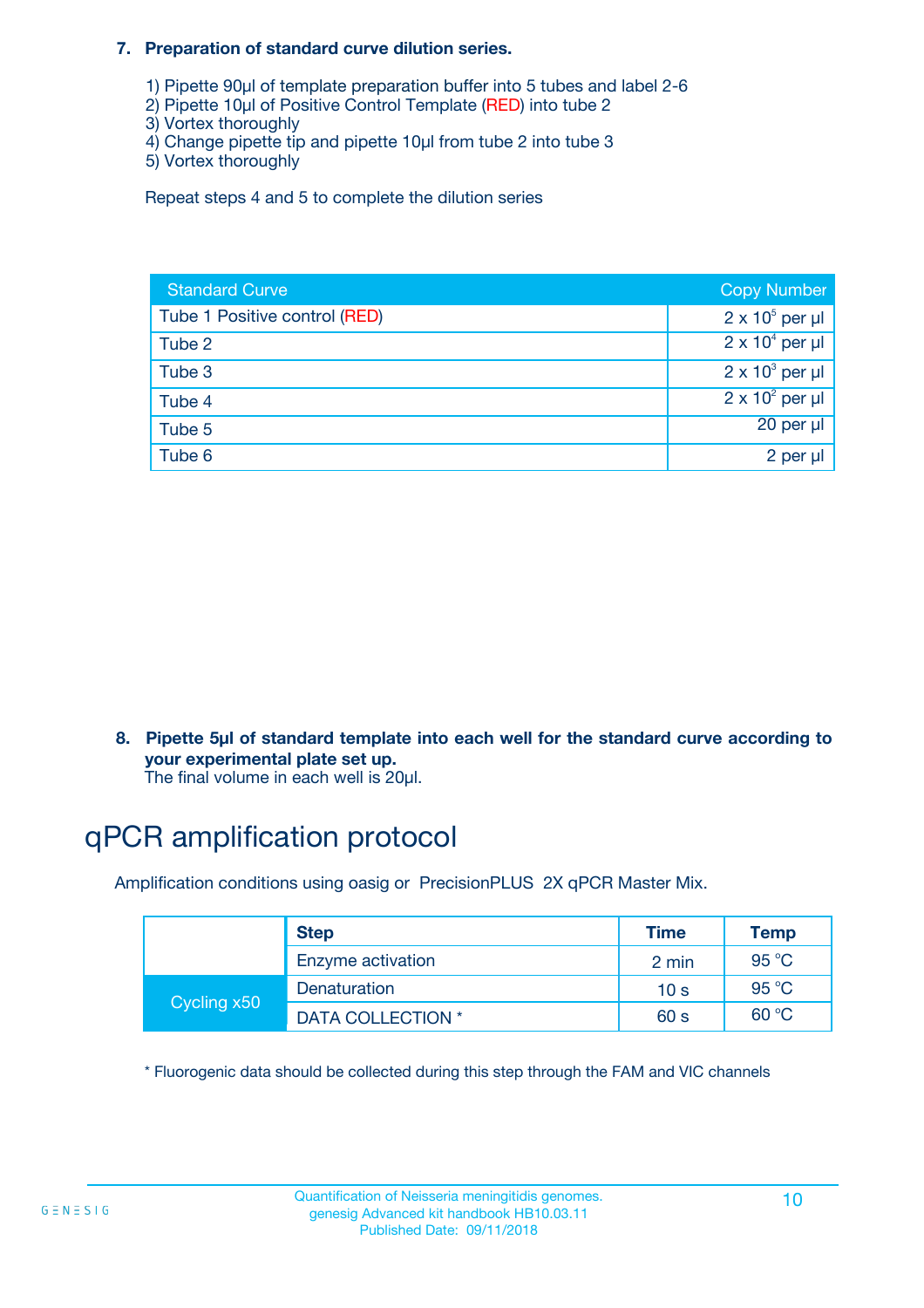**7. Preparation of standard curve dilution series.**

1) Pipette 90µl of template preparation buffer into 5 tubes and label 2-6
2) Pipette 10µl of Positive Control Template (RED) into tube 2
3) Vortex thoroughly
4) Change pipette tip and pipette 10µl from tube 2 into tube 3
5) Vortex thoroughly

Repeat steps 4 and 5 to complete the dilution series

| Standard Curve | Copy Number |
|---|---|
| Tube 1 Positive control (RED) | $2 \times 10^5$ per µl |
| Tube 2 | $2 \times 10^4$ per µl |
| Tube 3 | $2 \times 10^3$ per µl |
| Tube 4 | $2 \times 10^2$ per µl |
| Tube 5 | 20 per µl |
| Tube 6 | 2 per µl |

**8. Pipette 5µl of standard template into each well for the standard curve according to your experimental plate set up.**
The final volume in each well is 20µl.

# qPCR amplification protocol

Amplification conditions using oasig or PrecisionPLUS 2X qPCR Master Mix.

| | Step | Time | Temp |
|---|---|---|---|
| | Enzyme activation | 2 min | 95 °C |
| Cycling x50 | Denaturation | 10 s | 95 °C |
| | DATA COLLECTION * | 60 s | 60 °C |

* Fluorogenic data should be collected during this step through the FAM and VIC channels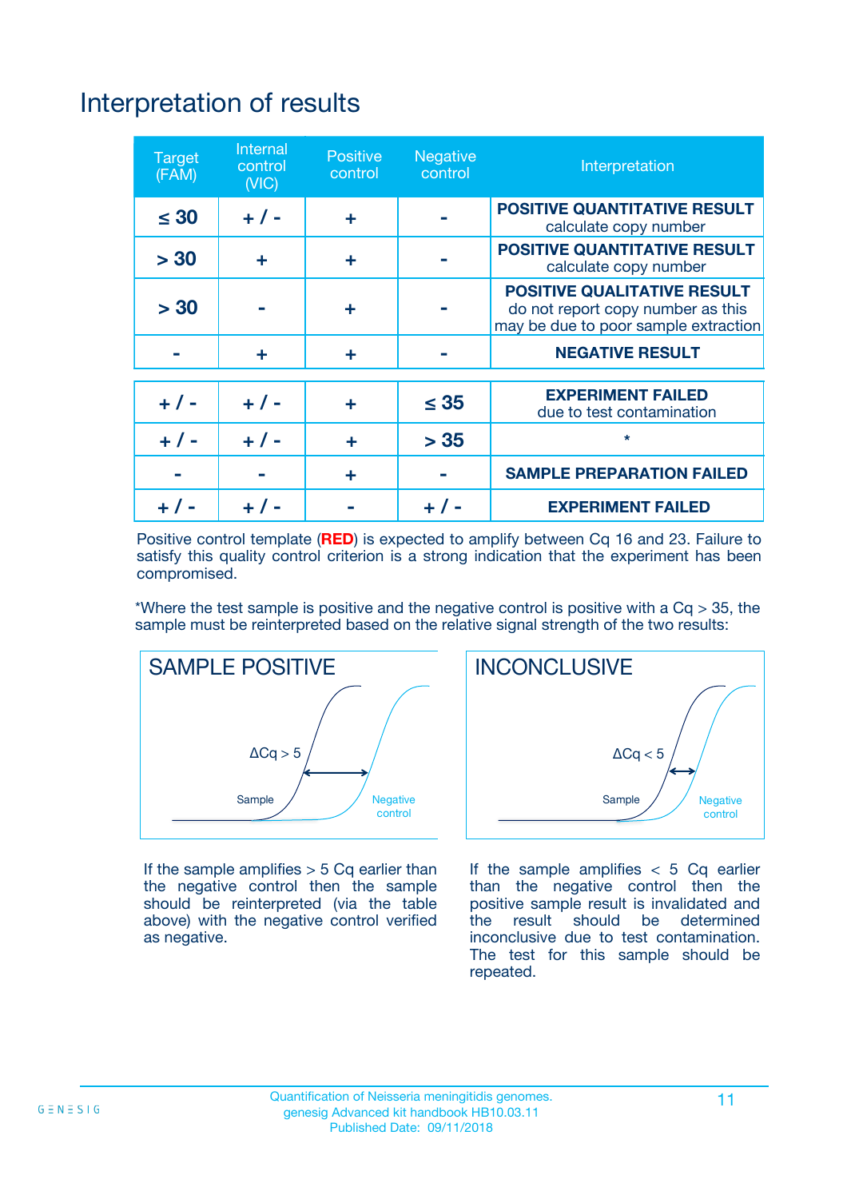# Interpretation of results

| Target (FAM) | Internal control (VIC) | Positive control | Negative control | Interpretation |
|---|---|---|---|---|
| ≤ 30 | + / - | + | - | **POSITIVE QUANTITATIVE RESULT** calculate copy number |
| > 30 | + | + | - | **POSITIVE QUANTITATIVE RESULT** calculate copy number |
| > 30 | - | + | - | **POSITIVE QUALITATIVE RESULT** do not report copy number as this may be due to poor sample extraction |
| - | + | + | - | **NEGATIVE RESULT** |
| + / - | + / - | + | ≤ 35 | **EXPERIMENT FAILED** due to test contamination |
| + / - | + / - | + | > 35 | * |
| - | - | + | - | **SAMPLE PREPARATION FAILED** |
| + / - | + / - | - | + / - | **EXPERIMENT FAILED** |

Positive control template (**RED**) is expected to amplify between Cq 16 and 23. Failure to satisfy this quality control criterion is a strong indication that the experiment has been compromised.

*Where the test sample is positive and the negative control is positive with a Cq > 35, the sample must be reinterpreted based on the relative signal strength of the two results:

**SAMPLE POSITIVE**

ΔCq > 5

Sample — Negative control

If the sample amplifies > 5 Cq earlier than the negative control then the sample should be reinterpreted (via the table above) with the negative control verified as negative.

**INCONCLUSIVE**

ΔCq < 5

Sample — Negative control

If the sample amplifies < 5 Cq earlier than the negative control then the positive sample result is invalidated and the result should be determined inconclusive due to test contamination. The test for this sample should be repeated.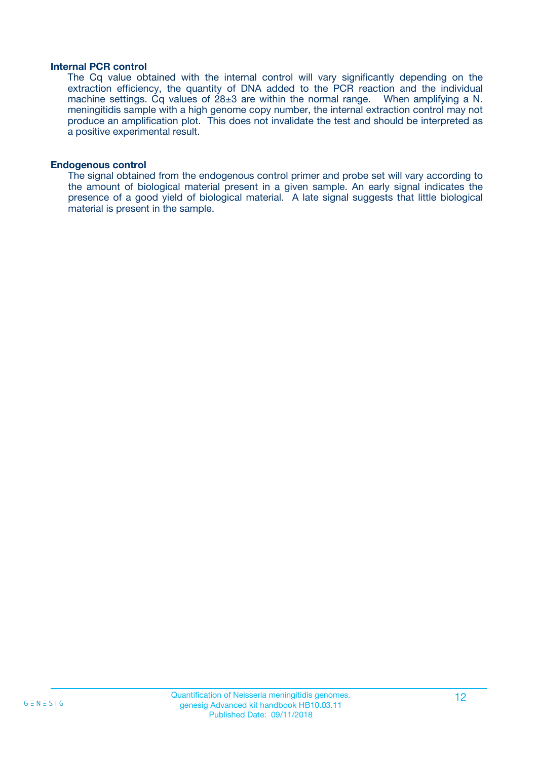### Internal PCR control

The Cq value obtained with the internal control will vary significantly depending on the extraction efficiency, the quantity of DNA added to the PCR reaction and the individual machine settings. Cq values of 28±3 are within the normal range. When amplifying a N. meningitidis sample with a high genome copy number, the internal extraction control may not produce an amplification plot. This does not invalidate the test and should be interpreted as a positive experimental result.

### Endogenous control

The signal obtained from the endogenous control primer and probe set will vary according to the amount of biological material present in a given sample. An early signal indicates the presence of a good yield of biological material. A late signal suggests that little biological material is present in the sample.